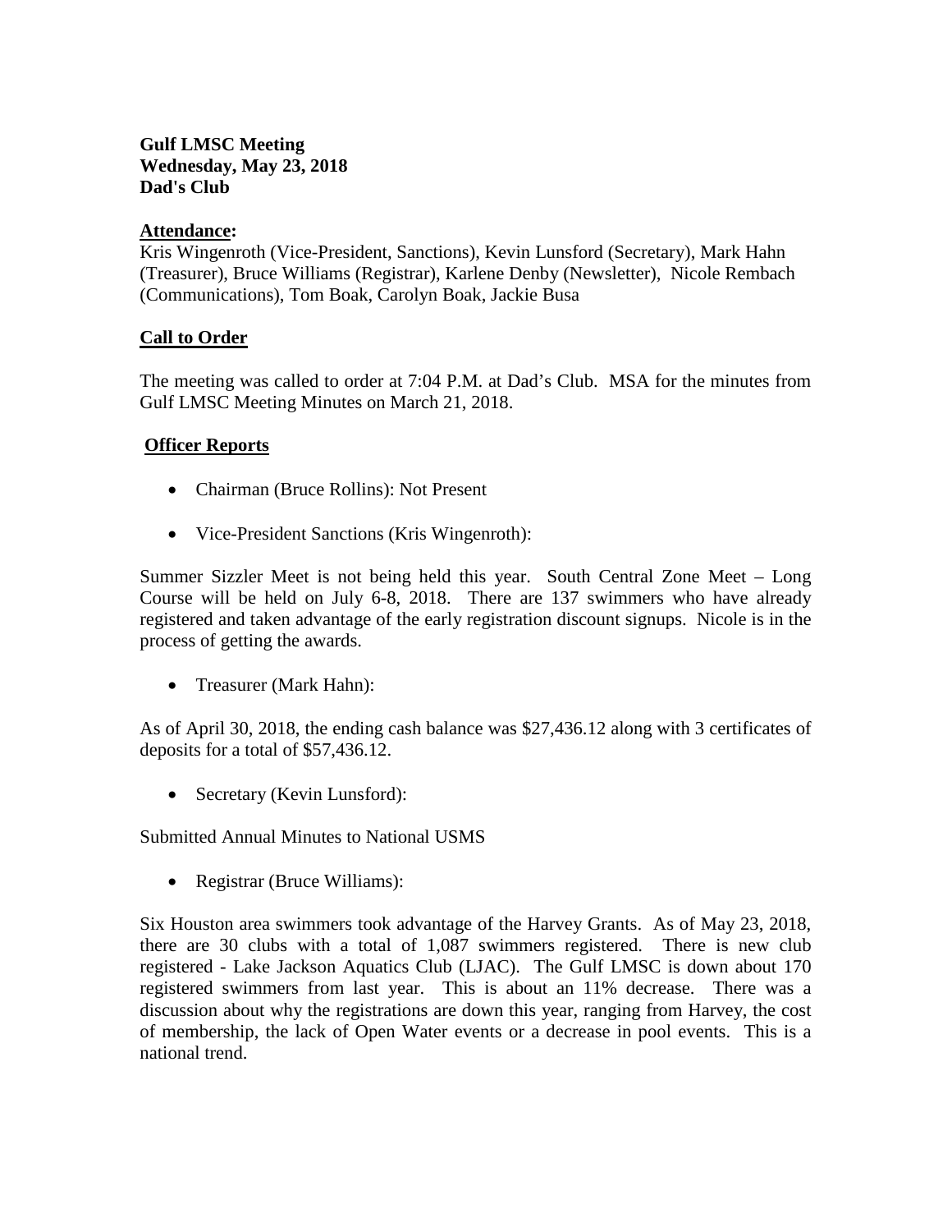**Gulf LMSC Meeting**
**Wednesday, May 23, 2018**
**Dad's Club**

**Attendance:**
Kris Wingenroth (Vice-President, Sanctions), Kevin Lunsford (Secretary), Mark Hahn (Treasurer), Bruce Williams (Registrar), Karlene Denby (Newsletter), Nicole Rembach (Communications), Tom Boak, Carolyn Boak, Jackie Busa

## Call to Order

The meeting was called to order at 7:04 P.M. at Dad's Club. MSA for the minutes from Gulf LMSC Meeting Minutes on March 21, 2018.

## Officer Reports

- Chairman (Bruce Rollins): Not Present
- Vice-President Sanctions (Kris Wingenroth):

Summer Sizzler Meet is not being held this year. South Central Zone Meet – Long Course will be held on July 6-8, 2018. There are 137 swimmers who have already registered and taken advantage of the early registration discount signups. Nicole is in the process of getting the awards.

- Treasurer (Mark Hahn):

As of April 30, 2018, the ending cash balance was $27,436.12 along with 3 certificates of deposits for a total of $57,436.12.

- Secretary (Kevin Lunsford):

Submitted Annual Minutes to National USMS

- Registrar (Bruce Williams):

Six Houston area swimmers took advantage of the Harvey Grants. As of May 23, 2018, there are 30 clubs with a total of 1,087 swimmers registered. There is new club registered - Lake Jackson Aquatics Club (LJAC). The Gulf LMSC is down about 170 registered swimmers from last year. This is about an 11% decrease. There was a discussion about why the registrations are down this year, ranging from Harvey, the cost of membership, the lack of Open Water events or a decrease in pool events. This is a national trend.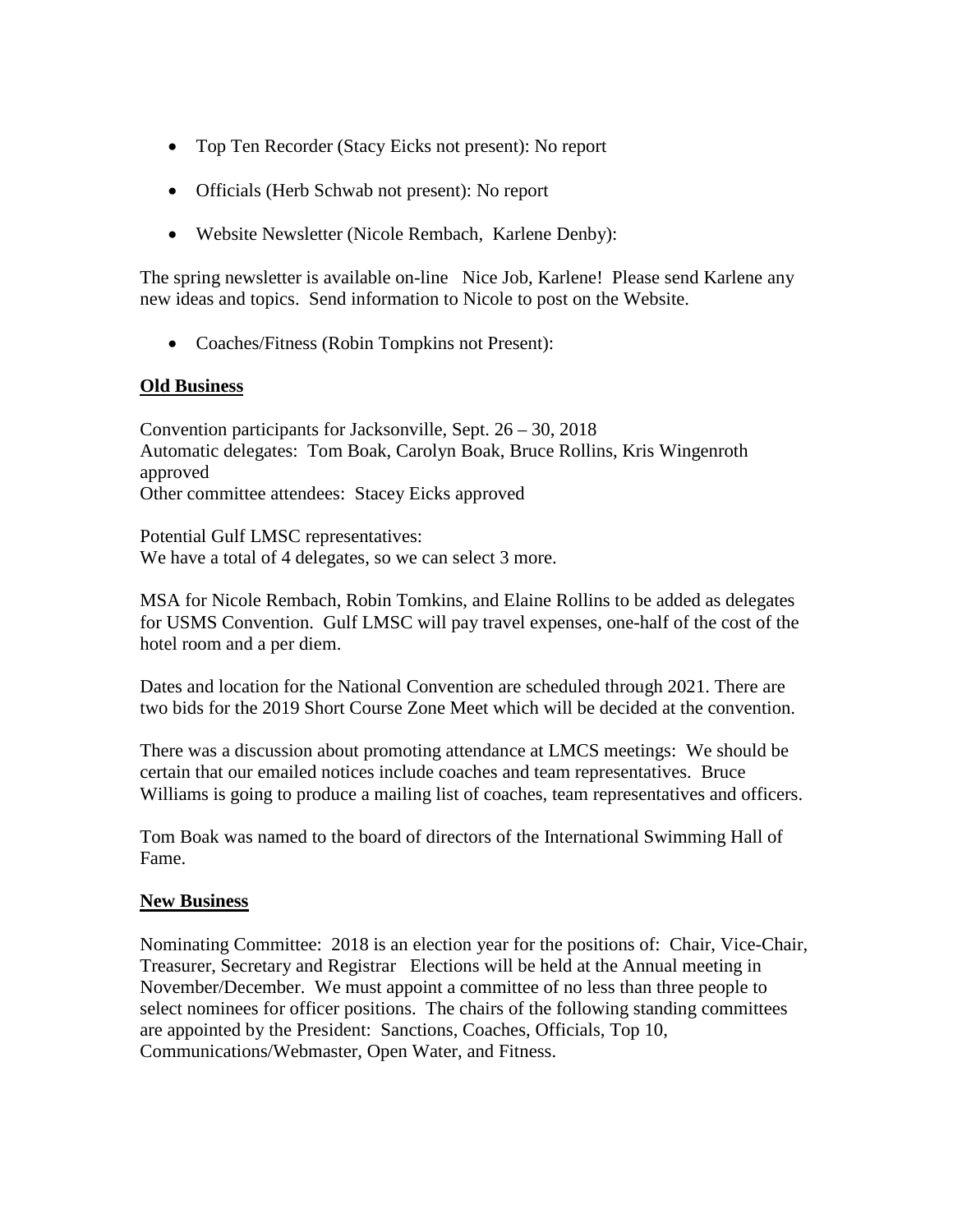- Top Ten Recorder (Stacy Eicks not present): No report
- Officials (Herb Schwab not present): No report
- Website Newsletter (Nicole Rembach, Karlene Denby):

The spring newsletter is available on-line Nice Job, Karlene! Please send Karlene any new ideas and topics. Send information to Nicole to post on the Website.

- Coaches/Fitness (Robin Tompkins not Present):

**Old Business**

Convention participants for Jacksonville, Sept. 26 – 30, 2018
Automatic delegates: Tom Boak, Carolyn Boak, Bruce Rollins, Kris Wingenroth approved
Other committee attendees: Stacey Eicks approved

Potential Gulf LMSC representatives:
We have a total of 4 delegates, so we can select 3 more.

MSA for Nicole Rembach, Robin Tomkins, and Elaine Rollins to be added as delegates for USMS Convention. Gulf LMSC will pay travel expenses, one-half of the cost of the hotel room and a per diem.

Dates and location for the National Convention are scheduled through 2021. There are two bids for the 2019 Short Course Zone Meet which will be decided at the convention.

There was a discussion about promoting attendance at LMCS meetings: We should be certain that our emailed notices include coaches and team representatives. Bruce Williams is going to produce a mailing list of coaches, team representatives and officers.

Tom Boak was named to the board of directors of the International Swimming Hall of Fame.

**New Business**

Nominating Committee: 2018 is an election year for the positions of: Chair, Vice-Chair, Treasurer, Secretary and Registrar Elections will be held at the Annual meeting in November/December. We must appoint a committee of no less than three people to select nominees for officer positions. The chairs of the following standing committees are appointed by the President: Sanctions, Coaches, Officials, Top 10, Communications/Webmaster, Open Water, and Fitness.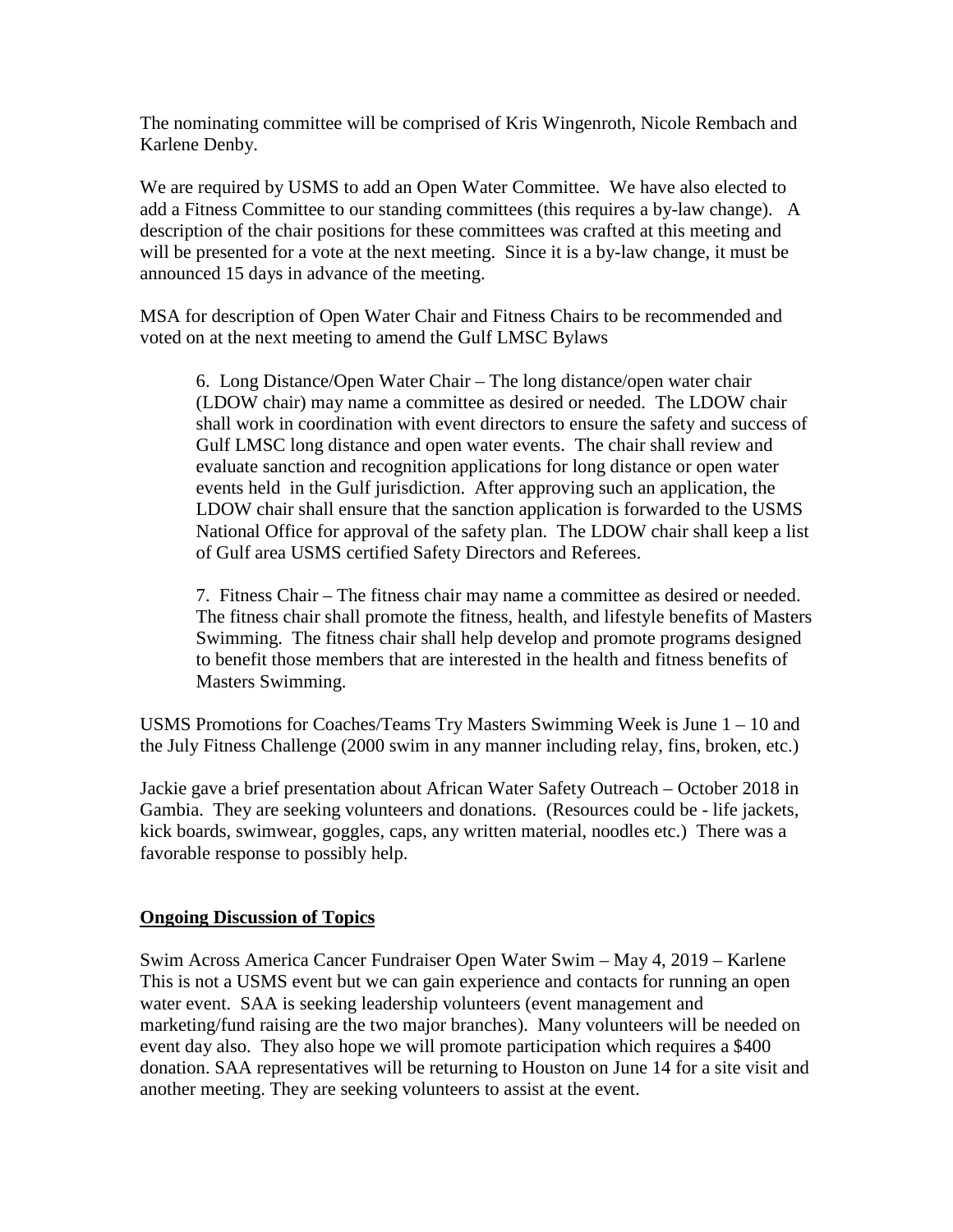The nominating committee will be comprised of Kris Wingenroth, Nicole Rembach and Karlene Denby.

We are required by USMS to add an Open Water Committee. We have also elected to add a Fitness Committee to our standing committees (this requires a by-law change). A description of the chair positions for these committees was crafted at this meeting and will be presented for a vote at the next meeting. Since it is a by-law change, it must be announced 15 days in advance of the meeting.

MSA for description of Open Water Chair and Fitness Chairs to be recommended and voted on at the next meeting to amend the Gulf LMSC Bylaws

> 6. Long Distance/Open Water Chair – The long distance/open water chair (LDOW chair) may name a committee as desired or needed. The LDOW chair shall work in coordination with event directors to ensure the safety and success of Gulf LMSC long distance and open water events. The chair shall review and evaluate sanction and recognition applications for long distance or open water events held in the Gulf jurisdiction. After approving such an application, the LDOW chair shall ensure that the sanction application is forwarded to the USMS National Office for approval of the safety plan. The LDOW chair shall keep a list of Gulf area USMS certified Safety Directors and Referees.
>
> 7. Fitness Chair – The fitness chair may name a committee as desired or needed. The fitness chair shall promote the fitness, health, and lifestyle benefits of Masters Swimming. The fitness chair shall help develop and promote programs designed to benefit those members that are interested in the health and fitness benefits of Masters Swimming.

USMS Promotions for Coaches/Teams Try Masters Swimming Week is June 1 – 10 and the July Fitness Challenge (2000 swim in any manner including relay, fins, broken, etc.)

Jackie gave a brief presentation about African Water Safety Outreach – October 2018 in Gambia. They are seeking volunteers and donations. (Resources could be - life jackets, kick boards, swimwear, goggles, caps, any written material, noodles etc.) There was a favorable response to possibly help.

**Ongoing Discussion of Topics**

Swim Across America Cancer Fundraiser Open Water Swim – May 4, 2019 – Karlene
This is not a USMS event but we can gain experience and contacts for running an open water event. SAA is seeking leadership volunteers (event management and marketing/fund raising are the two major branches). Many volunteers will be needed on event day also. They also hope we will promote participation which requires a $400 donation. SAA representatives will be returning to Houston on June 14 for a site visit and another meeting. They are seeking volunteers to assist at the event.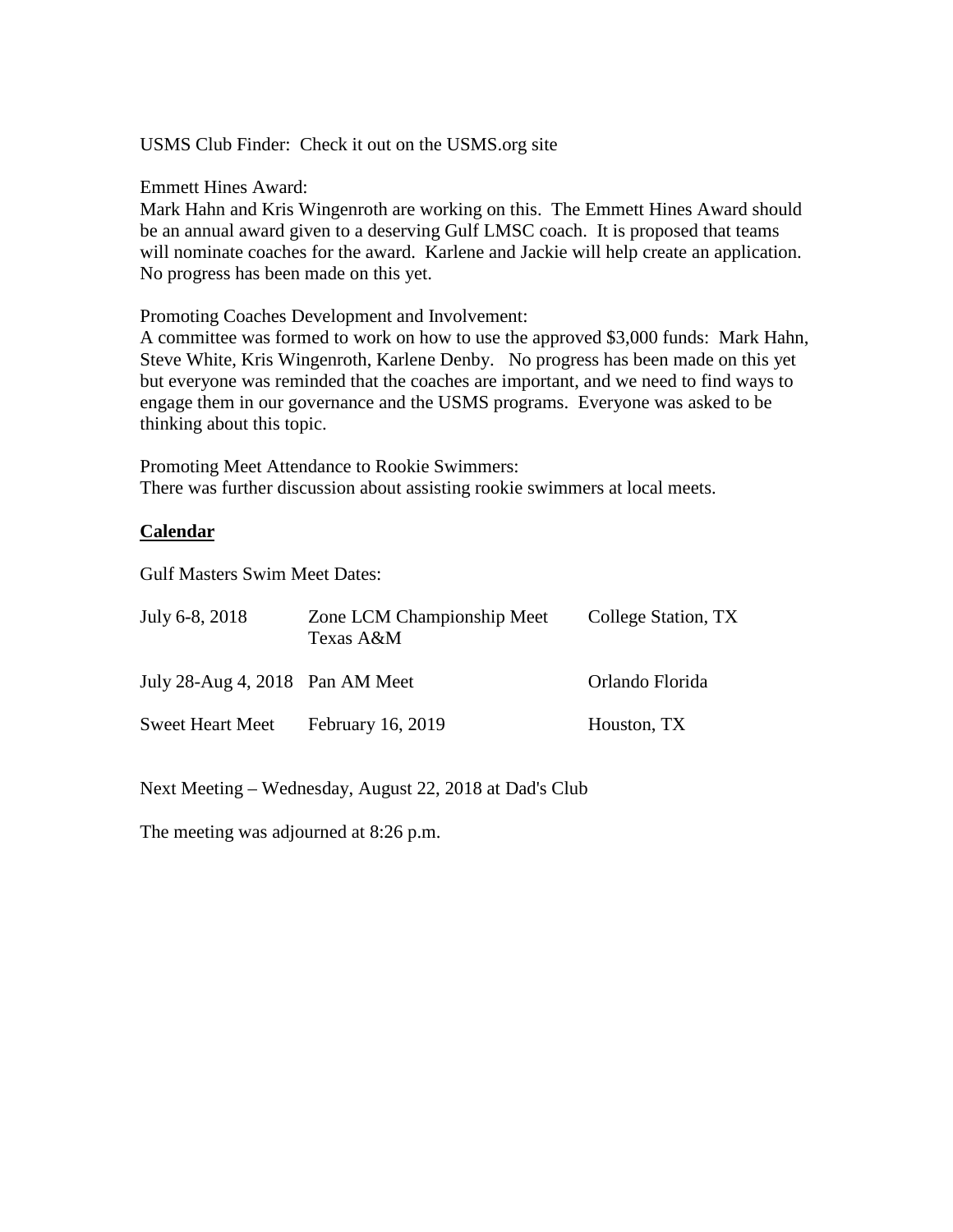USMS Club Finder: Check it out on the USMS.org site

Emmett Hines Award:
Mark Hahn and Kris Wingenroth are working on this. The Emmett Hines Award should be an annual award given to a deserving Gulf LMSC coach. It is proposed that teams will nominate coaches for the award. Karlene and Jackie will help create an application. No progress has been made on this yet.

Promoting Coaches Development and Involvement:
A committee was formed to work on how to use the approved $3,000 funds: Mark Hahn, Steve White, Kris Wingenroth, Karlene Denby. No progress has been made on this yet but everyone was reminded that the coaches are important, and we need to find ways to engage them in our governance and the USMS programs. Everyone was asked to be thinking about this topic.

Promoting Meet Attendance to Rookie Swimmers:
There was further discussion about assisting rookie swimmers at local meets.

**Calendar**

Gulf Masters Swim Meet Dates:

| | | |
|---|---|---|
| July 6-8, 2018 | Zone LCM Championship Meet Texas A&M | College Station, TX |
| July 28-Aug 4, 2018 | Pan AM Meet | Orlando Florida |
| Sweet Heart Meet | February 16, 2019 | Houston, TX |

Next Meeting – Wednesday, August 22, 2018 at Dad's Club

The meeting was adjourned at 8:26 p.m.